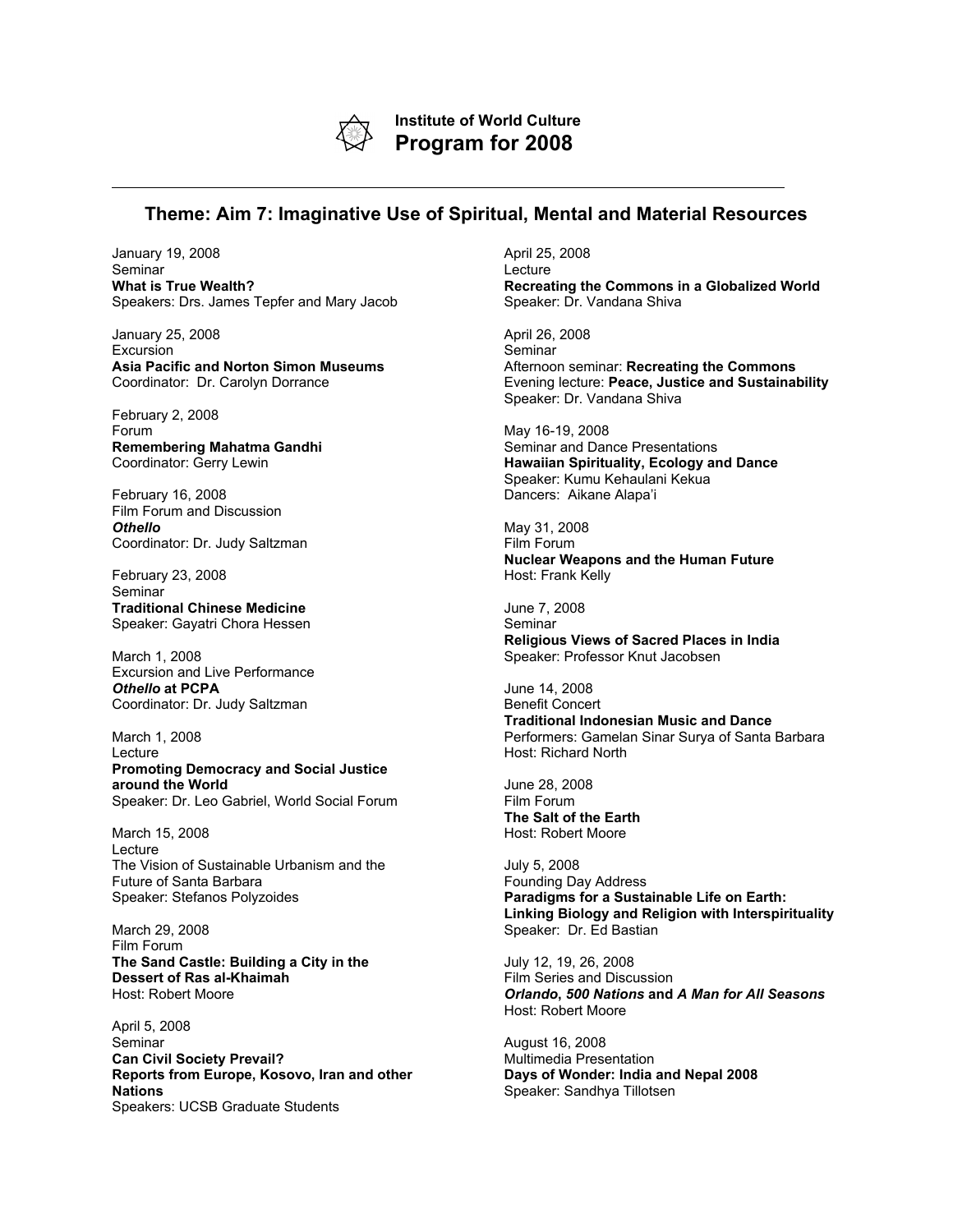**Institute of World Culture**
# Program for 2008

---

## Theme: Aim 7: Imaginative Use of Spiritual, Mental and Material Resources

January 19, 2008
Seminar
**What is True Wealth?**
Speakers: Drs. James Tepfer and Mary Jacob

January 25, 2008
Excursion
**Asia Pacific and Norton Simon Museums**
Coordinator: Dr. Carolyn Dorrance

February 2, 2008
Forum
**Remembering Mahatma Gandhi**
Coordinator: Gerry Lewin

February 16, 2008
Film Forum and Discussion
***Othello***
Coordinator: Dr. Judy Saltzman

February 23, 2008
Seminar
**Traditional Chinese Medicine**
Speaker: Gayatri Chora Hessen

March 1, 2008
Excursion and Live Performance
***Othello* at PCPA**
Coordinator: Dr. Judy Saltzman

March 1, 2008
Lecture
**Promoting Democracy and Social Justice around the World**
Speaker: Dr. Leo Gabriel, World Social Forum

March 15, 2008
Lecture
The Vision of Sustainable Urbanism and the Future of Santa Barbara
Speaker: Stefanos Polyzoides

March 29, 2008
Film Forum
**The Sand Castle: Building a City in the Dessert of Ras al-Khaimah**
Host: Robert Moore

April 5, 2008
Seminar
**Can Civil Society Prevail?**
**Reports from Europe, Kosovo, Iran and other Nations**
Speakers: UCSB Graduate Students

April 25, 2008
Lecture
**Recreating the Commons in a Globalized World**
Speaker: Dr. Vandana Shiva

April 26, 2008
Seminar
Afternoon seminar: **Recreating the Commons**
Evening lecture: **Peace, Justice and Sustainability**
Speaker: Dr. Vandana Shiva

May 16-19, 2008
Seminar and Dance Presentations
**Hawaiian Spirituality, Ecology and Dance**
Speaker: Kumu Kehaulani Kekua
Dancers: Aikane Alapa'i

May 31, 2008
Film Forum
**Nuclear Weapons and the Human Future**
Host: Frank Kelly

June 7, 2008
Seminar
**Religious Views of Sacred Places in India**
Speaker: Professor Knut Jacobsen

June 14, 2008
Benefit Concert
**Traditional Indonesian Music and Dance**
Performers: Gamelan Sinar Surya of Santa Barbara
Host: Richard North

June 28, 2008
Film Forum
**The Salt of the Earth**
Host: Robert Moore

July 5, 2008
Founding Day Address
**Paradigms for a Sustainable Life on Earth: Linking Biology and Religion with Interspirituality**
Speaker: Dr. Ed Bastian

July 12, 19, 26, 2008
Film Series and Discussion
***Orlando*, *500 Nations* and *A Man for All Seasons***
Host: Robert Moore

August 16, 2008
Multimedia Presentation
**Days of Wonder: India and Nepal 2008**
Speaker: Sandhya Tillotsen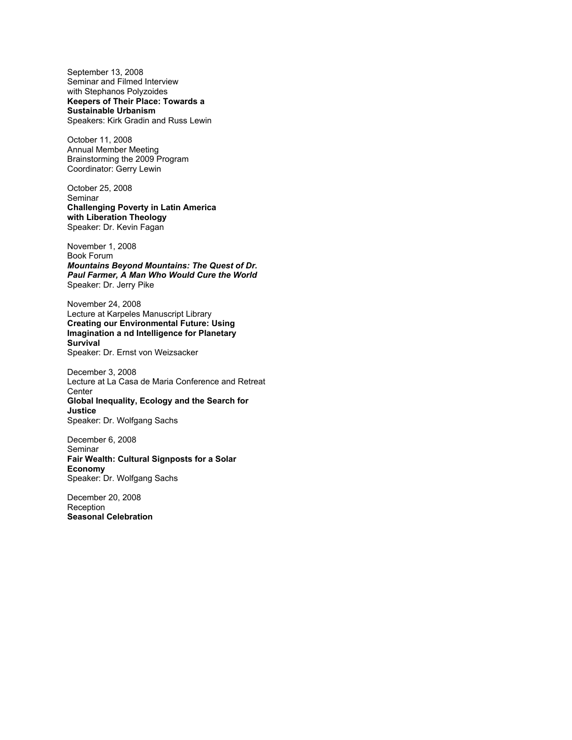September 13, 2008
Seminar and Filmed Interview
with Stephanos Polyzoides
**Keepers of Their Place: Towards a Sustainable Urbanism**
Speakers: Kirk Gradin and Russ Lewin

October 11, 2008
Annual Member Meeting
Brainstorming the 2009 Program
Coordinator: Gerry Lewin

October 25, 2008
Seminar
**Challenging Poverty in Latin America with Liberation Theology**
Speaker: Dr. Kevin Fagan

November 1, 2008
Book Forum
***Mountains Beyond Mountains: The Quest of Dr. Paul Farmer, A Man Who Would Cure the World***
Speaker: Dr. Jerry Pike

November 24, 2008
Lecture at Karpeles Manuscript Library
**Creating our Environmental Future: Using Imagination a nd Intelligence for Planetary Survival**
Speaker: Dr. Ernst von Weizsacker

December 3, 2008
Lecture at La Casa de Maria Conference and Retreat Center
**Global Inequality, Ecology and the Search for Justice**
Speaker: Dr. Wolfgang Sachs

December 6, 2008
Seminar
**Fair Wealth: Cultural Signposts for a Solar Economy**
Speaker: Dr. Wolfgang Sachs

December 20, 2008
Reception
**Seasonal Celebration**